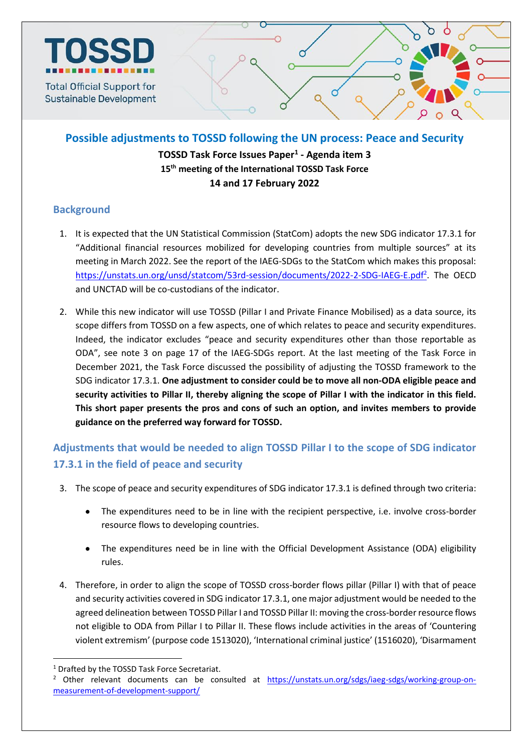TOSSD

Total Official Support for Sustainable Development

# Possible adjustments to TOSSD following the UN process: Peace and Security

**TOSSD Task Force Issues Paper[1] - Agenda item 3**
**15th meeting of the International TOSSD Task Force**
**14 and 17 February 2022**

## Background

1. It is expected that the UN Statistical Commission (StatCom) adopts the new SDG indicator 17.3.1 for "Additional financial resources mobilized for developing countries from multiple sources" at its meeting in March 2022. See the report of the IAEG-SDGs to the StatCom which makes this proposal: https://unstats.un.org/unsd/statcom/53rd-session/documents/2022-2-SDG-IAEG-E.pdf[2]. The OECD and UNCTAD will be co-custodians of the indicator.

2. While this new indicator will use TOSSD (Pillar I and Private Finance Mobilised) as a data source, its scope differs from TOSSD on a few aspects, one of which relates to peace and security expenditures. Indeed, the indicator excludes "peace and security expenditures other than those reportable as ODA", see note 3 on page 17 of the IAEG-SDGs report. At the last meeting of the Task Force in December 2021, the Task Force discussed the possibility of adjusting the TOSSD framework to the SDG indicator 17.3.1. **One adjustment to consider could be to move all non-ODA eligible peace and security activities to Pillar II, thereby aligning the scope of Pillar I with the indicator in this field. This short paper presents the pros and cons of such an option, and invites members to provide guidance on the preferred way forward for TOSSD.**

## Adjustments that would be needed to align TOSSD Pillar I to the scope of SDG indicator 17.3.1 in the field of peace and security

3. The scope of peace and security expenditures of SDG indicator 17.3.1 is defined through two criteria:

   - The expenditures need to be in line with the recipient perspective, i.e. involve cross-border resource flows to developing countries.

   - The expenditures need be in line with the Official Development Assistance (ODA) eligibility rules.

4. Therefore, in order to align the scope of TOSSD cross-border flows pillar (Pillar I) with that of peace and security activities covered in SDG indicator 17.3.1, one major adjustment would be needed to the agreed delineation between TOSSD Pillar I and TOSSD Pillar II: moving the cross-border resource flows not eligible to ODA from Pillar I to Pillar II. These flows include activities in the areas of 'Countering violent extremism' (purpose code 1513020), 'International criminal justice' (1516020), 'Disarmament

---

[1] Drafted by the TOSSD Task Force Secretariat.

[2] Other relevant documents can be consulted at https://unstats.un.org/sdgs/iaeg-sdgs/working-group-on-measurement-of-development-support/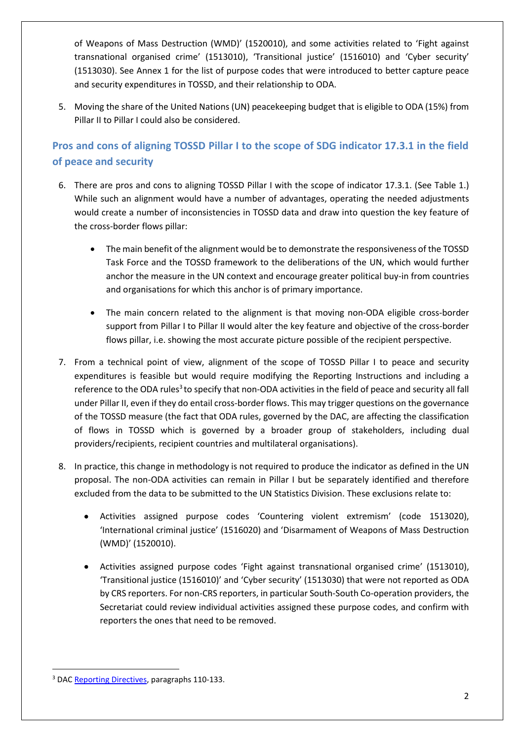of Weapons of Mass Destruction (WMD)' (1520010), and some activities related to 'Fight against transnational organised crime' (1513010), 'Transitional justice' (1516010) and 'Cyber security' (1513030). See Annex 1 for the list of purpose codes that were introduced to better capture peace and security expenditures in TOSSD, and their relationship to ODA.

5. Moving the share of the United Nations (UN) peacekeeping budget that is eligible to ODA (15%) from Pillar II to Pillar I could also be considered.

## Pros and cons of aligning TOSSD Pillar I to the scope of SDG indicator 17.3.1 in the field of peace and security

6. There are pros and cons to aligning TOSSD Pillar I with the scope of indicator 17.3.1. (See Table 1.) While such an alignment would have a number of advantages, operating the needed adjustments would create a number of inconsistencies in TOSSD data and draw into question the key feature of the cross-border flows pillar:

    - The main benefit of the alignment would be to demonstrate the responsiveness of the TOSSD Task Force and the TOSSD framework to the deliberations of the UN, which would further anchor the measure in the UN context and encourage greater political buy-in from countries and organisations for which this anchor is of primary importance.

    - The main concern related to the alignment is that moving non-ODA eligible cross-border support from Pillar I to Pillar II would alter the key feature and objective of the cross-border flows pillar, i.e. showing the most accurate picture possible of the recipient perspective.

7. From a technical point of view, alignment of the scope of TOSSD Pillar I to peace and security expenditures is feasible but would require modifying the Reporting Instructions and including a reference to the ODA rules[3] to specify that non-ODA activities in the field of peace and security all fall under Pillar II, even if they do entail cross-border flows. This may trigger questions on the governance of the TOSSD measure (the fact that ODA rules, governed by the DAC, are affecting the classification of flows in TOSSD which is governed by a broader group of stakeholders, including dual providers/recipients, recipient countries and multilateral organisations).

8. In practice, this change in methodology is not required to produce the indicator as defined in the UN proposal. The non-ODA activities can remain in Pillar I but be separately identified and therefore excluded from the data to be submitted to the UN Statistics Division. These exclusions relate to:

    - Activities assigned purpose codes 'Countering violent extremism' (code 1513020), 'International criminal justice' (1516020) and 'Disarmament of Weapons of Mass Destruction (WMD)' (1520010).

    - Activities assigned purpose codes 'Fight against transnational organised crime' (1513010), 'Transitional justice (1516010)' and 'Cyber security' (1513030) that were not reported as ODA by CRS reporters. For non-CRS reporters, in particular South-South Co-operation providers, the Secretariat could review individual activities assigned these purpose codes, and confirm with reporters the ones that need to be removed.

[3] DAC Reporting Directives, paragraphs 110-133.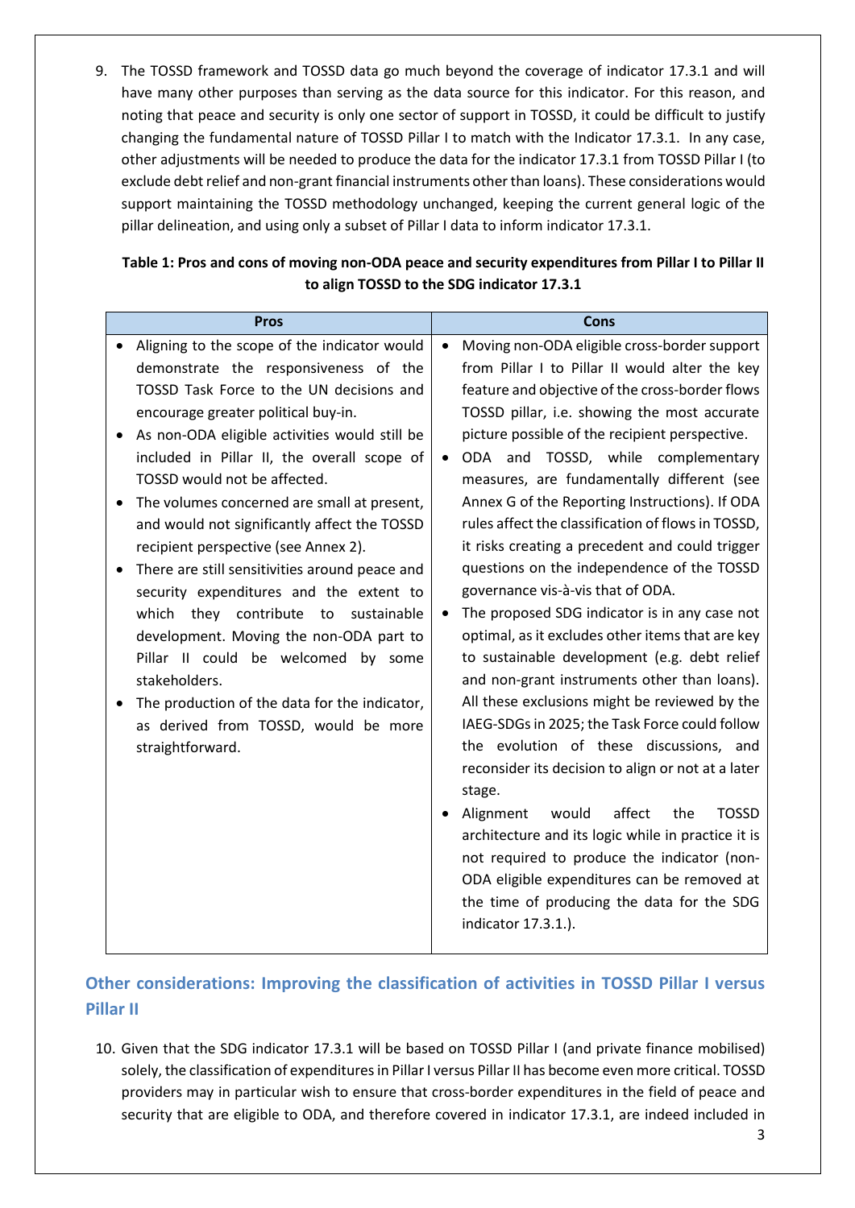9. The TOSSD framework and TOSSD data go much beyond the coverage of indicator 17.3.1 and will have many other purposes than serving as the data source for this indicator. For this reason, and noting that peace and security is only one sector of support in TOSSD, it could be difficult to justify changing the fundamental nature of TOSSD Pillar I to match with the Indicator 17.3.1. In any case, other adjustments will be needed to produce the data for the indicator 17.3.1 from TOSSD Pillar I (to exclude debt relief and non-grant financial instruments other than loans). These considerations would support maintaining the TOSSD methodology unchanged, keeping the current general logic of the pillar delineation, and using only a subset of Pillar I data to inform indicator 17.3.1.

**Table 1: Pros and cons of moving non-ODA peace and security expenditures from Pillar I to Pillar II to align TOSSD to the SDG indicator 17.3.1**

| Pros | Cons |
|---|---|
| • Aligning to the scope of the indicator would demonstrate the responsiveness of the TOSSD Task Force to the UN decisions and encourage greater political buy-in.<br>• As non-ODA eligible activities would still be included in Pillar II, the overall scope of TOSSD would not be affected.<br>• The volumes concerned are small at present, and would not significantly affect the TOSSD recipient perspective (see Annex 2).<br>• There are still sensitivities around peace and security expenditures and the extent to which they contribute to sustainable development. Moving the non-ODA part to Pillar II could be welcomed by some stakeholders.<br>• The production of the data for the indicator, as derived from TOSSD, would be more straightforward. | • Moving non-ODA eligible cross-border support from Pillar I to Pillar II would alter the key feature and objective of the cross-border flows TOSSD pillar, i.e. showing the most accurate picture possible of the recipient perspective.<br>• ODA and TOSSD, while complementary measures, are fundamentally different (see Annex G of the Reporting Instructions). If ODA rules affect the classification of flows in TOSSD, it risks creating a precedent and could trigger questions on the independence of the TOSSD governance vis-à-vis that of ODA.<br>• The proposed SDG indicator is in any case not optimal, as it excludes other items that are key to sustainable development (e.g. debt relief and non-grant instruments other than loans). All these exclusions might be reviewed by the IAEG-SDGs in 2025; the Task Force could follow the evolution of these discussions, and reconsider its decision to align or not at a later stage.<br>• Alignment would affect the TOSSD architecture and its logic while in practice it is not required to produce the indicator (non-ODA eligible expenditures can be removed at the time of producing the data for the SDG indicator 17.3.1.). |

## Other considerations: Improving the classification of activities in TOSSD Pillar I versus Pillar II

10. Given that the SDG indicator 17.3.1 will be based on TOSSD Pillar I (and private finance mobilised) solely, the classification of expenditures in Pillar I versus Pillar II has become even more critical. TOSSD providers may in particular wish to ensure that cross-border expenditures in the field of peace and security that are eligible to ODA, and therefore covered in indicator 17.3.1, are indeed included in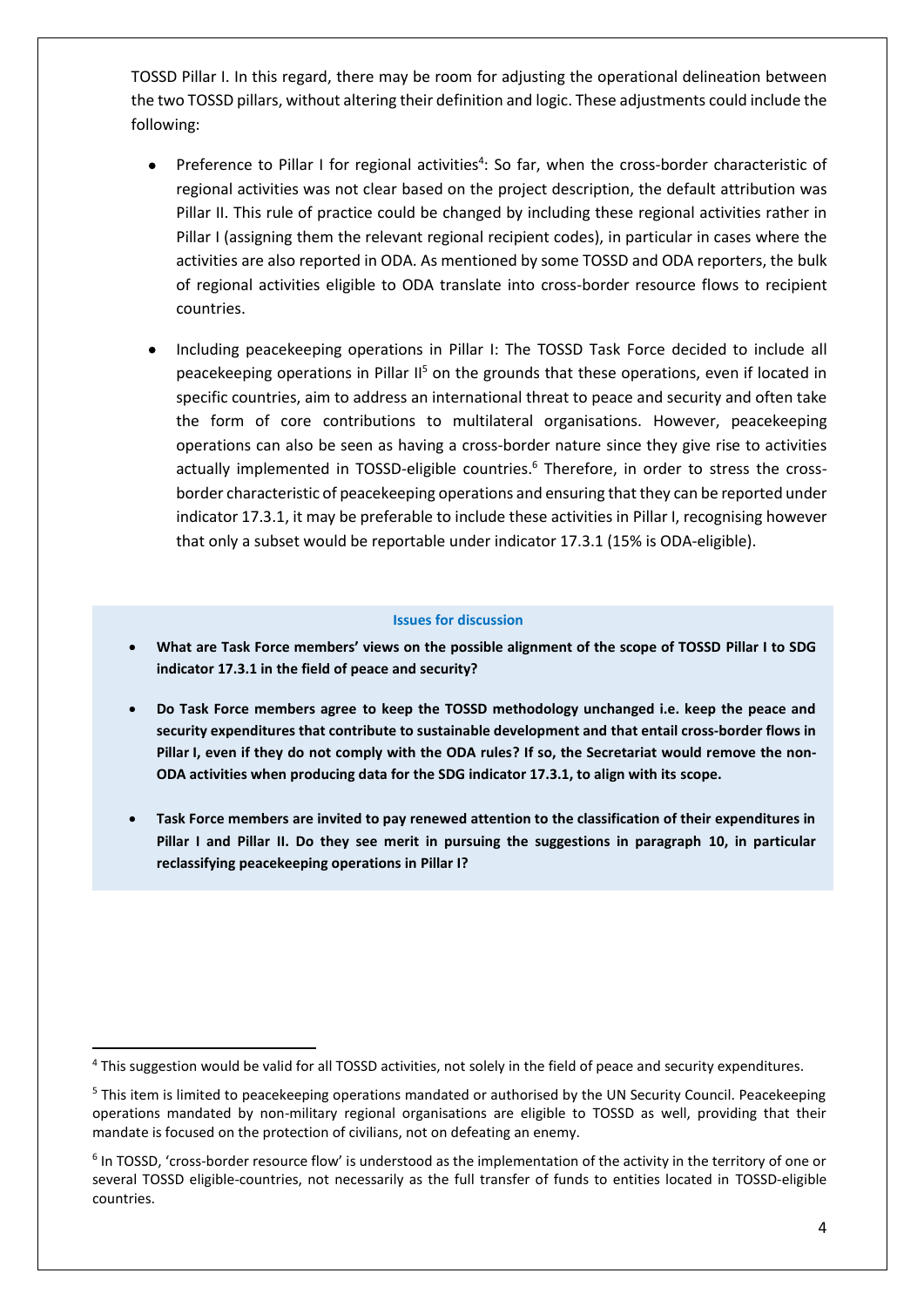TOSSD Pillar I. In this regard, there may be room for adjusting the operational delineation between the two TOSSD pillars, without altering their definition and logic. These adjustments could include the following:

- Preference to Pillar I for regional activities[4]: So far, when the cross-border characteristic of regional activities was not clear based on the project description, the default attribution was Pillar II. This rule of practice could be changed by including these regional activities rather in Pillar I (assigning them the relevant regional recipient codes), in particular in cases where the activities are also reported in ODA. As mentioned by some TOSSD and ODA reporters, the bulk of regional activities eligible to ODA translate into cross-border resource flows to recipient countries.

- Including peacekeeping operations in Pillar I: The TOSSD Task Force decided to include all peacekeeping operations in Pillar II[5] on the grounds that these operations, even if located in specific countries, aim to address an international threat to peace and security and often take the form of core contributions to multilateral organisations. However, peacekeeping operations can also be seen as having a cross-border nature since they give rise to activities actually implemented in TOSSD-eligible countries.[6] Therefore, in order to stress the cross-border characteristic of peacekeeping operations and ensuring that they can be reported under indicator 17.3.1, it may be preferable to include these activities in Pillar I, recognising however that only a subset would be reportable under indicator 17.3.1 (15% is ODA-eligible).

**Issues for discussion**

- **What are Task Force members' views on the possible alignment of the scope of TOSSD Pillar I to SDG indicator 17.3.1 in the field of peace and security?**

- **Do Task Force members agree to keep the TOSSD methodology unchanged i.e. keep the peace and security expenditures that contribute to sustainable development and that entail cross-border flows in Pillar I, even if they do not comply with the ODA rules? If so, the Secretariat would remove the non-ODA activities when producing data for the SDG indicator 17.3.1, to align with its scope.**

- **Task Force members are invited to pay renewed attention to the classification of their expenditures in Pillar I and Pillar II. Do they see merit in pursuing the suggestions in paragraph 10, in particular reclassifying peacekeeping operations in Pillar I?**

---

[4] This suggestion would be valid for all TOSSD activities, not solely in the field of peace and security expenditures.

[5] This item is limited to peacekeeping operations mandated or authorised by the UN Security Council. Peacekeeping operations mandated by non-military regional organisations are eligible to TOSSD as well, providing that their mandate is focused on the protection of civilians, not on defeating an enemy.

[6] In TOSSD, 'cross-border resource flow' is understood as the implementation of the activity in the territory of one or several TOSSD eligible-countries, not necessarily as the full transfer of funds to entities located in TOSSD-eligible countries.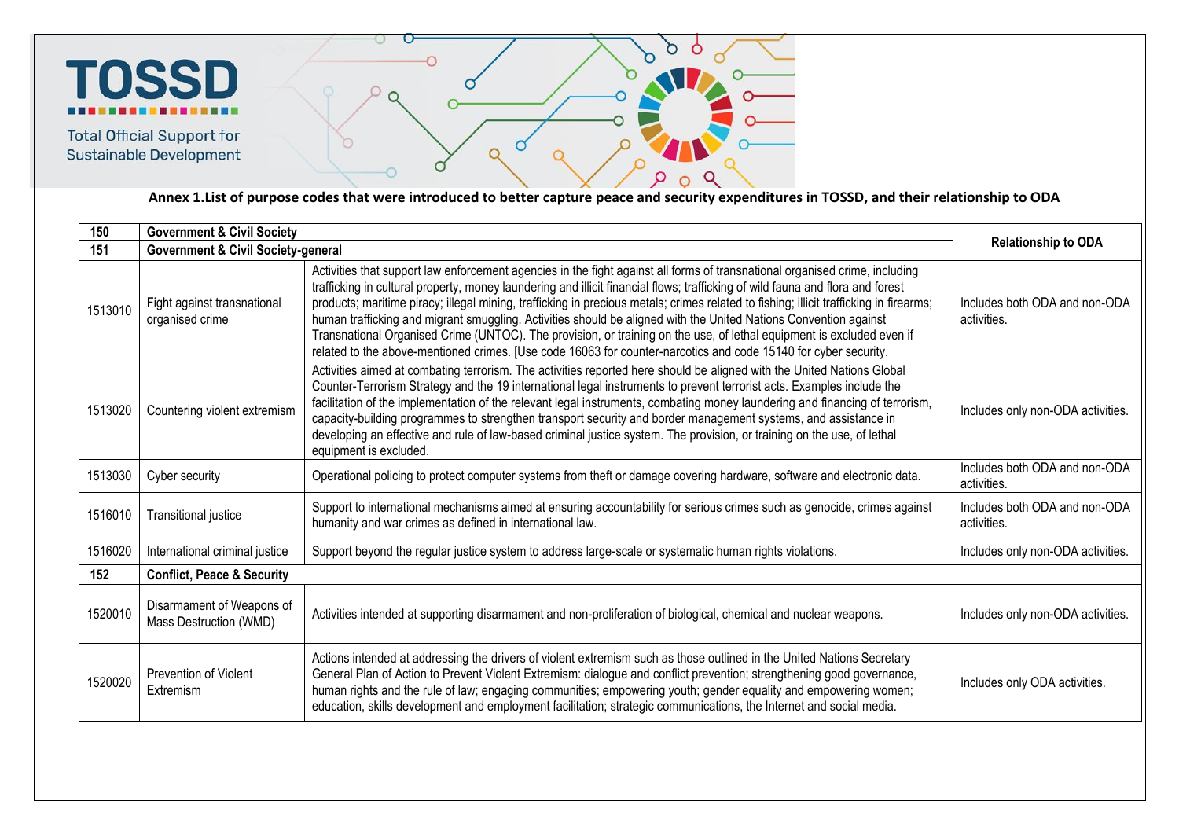**Annex 1.List of purpose codes that were introduced to better capture peace and security expenditures in TOSSD, and their relationship to ODA**

| 150 | Government & Civil Society | | Relationship to ODA |
|---|---|---|---|
| 151 | Government & Civil Society-general | | |
| 1513010 | Fight against transnational organised crime | Activities that support law enforcement agencies in the fight against all forms of transnational organised crime, including trafficking in cultural property, money laundering and illicit financial flows; trafficking of wild fauna and flora and forest products; maritime piracy; illegal mining, trafficking in precious metals; crimes related to fishing; illicit trafficking in firearms; human trafficking and migrant smuggling. Activities should be aligned with the United Nations Convention against Transnational Organised Crime (UNTOC). The provision, or training on the use, of lethal equipment is excluded even if related to the above-mentioned crimes. [Use code 16063 for counter-narcotics and code 15140 for cyber security. | Includes both ODA and non-ODA activities. |
| 1513020 | Countering violent extremism | Activities aimed at combating terrorism. The activities reported here should be aligned with the United Nations Global Counter-Terrorism Strategy and the 19 international legal instruments to prevent terrorist acts. Examples include the facilitation of the implementation of the relevant legal instruments, combating money laundering and financing of terrorism, capacity-building programmes to strengthen transport security and border management systems, and assistance in developing an effective and rule of law-based criminal justice system. The provision, or training on the use, of lethal equipment is excluded. | Includes only non-ODA activities. |
| 1513030 | Cyber security | Operational policing to protect computer systems from theft or damage covering hardware, software and electronic data. | Includes both ODA and non-ODA activities. |
| 1516010 | Transitional justice | Support to international mechanisms aimed at ensuring accountability for serious crimes such as genocide, crimes against humanity and war crimes as defined in international law. | Includes both ODA and non-ODA activities. |
| 1516020 | International criminal justice | Support beyond the regular justice system to address large-scale or systematic human rights violations. | Includes only non-ODA activities. |
| 152 | Conflict, Peace & Security | | |
| 1520010 | Disarmament of Weapons of Mass Destruction (WMD) | Activities intended at supporting disarmament and non-proliferation of biological, chemical and nuclear weapons. | Includes only non-ODA activities. |
| 1520020 | Prevention of Violent Extremism | Actions intended at addressing the drivers of violent extremism such as those outlined in the United Nations Secretary General Plan of Action to Prevent Violent Extremism: dialogue and conflict prevention; strengthening good governance, human rights and the rule of law; engaging communities; empowering youth; gender equality and empowering women; education, skills development and employment facilitation; strategic communications, the Internet and social media. | Includes only ODA activities. |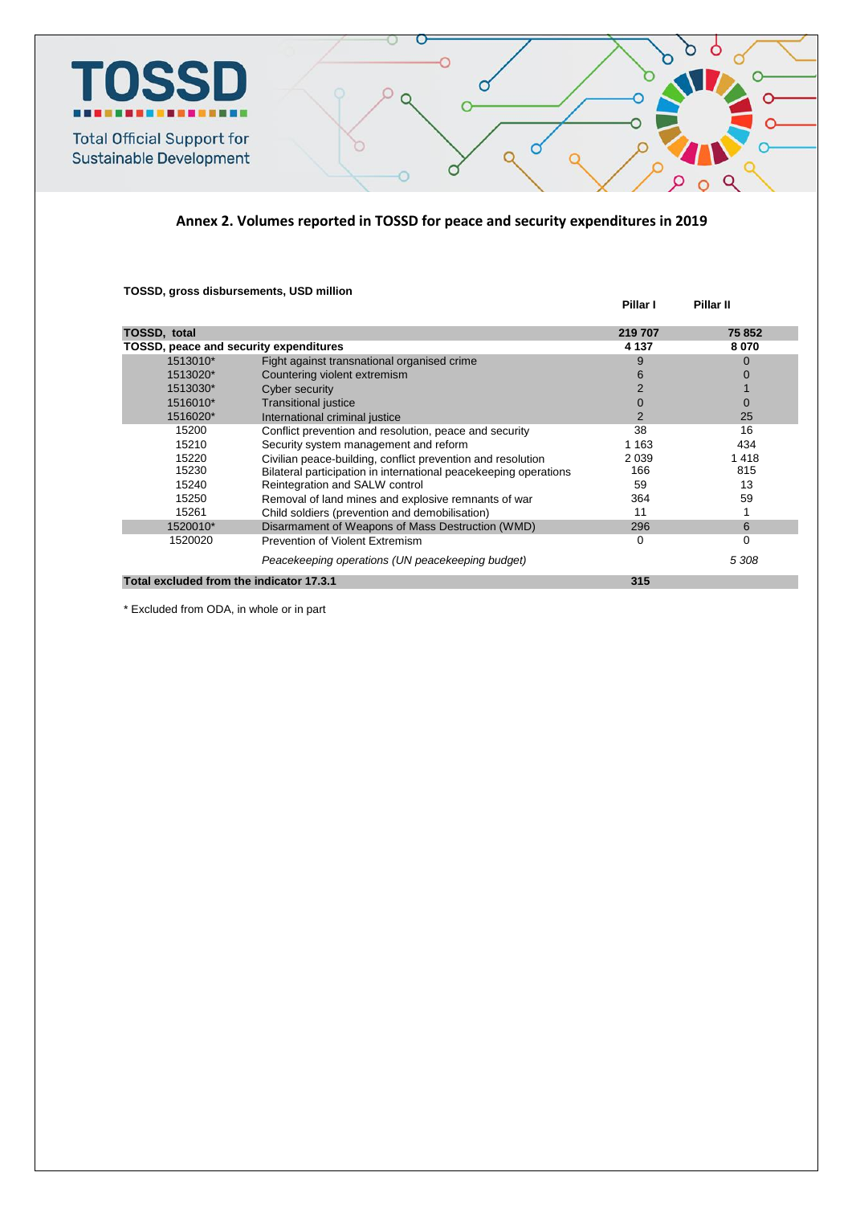TOSSD

Total Official Support for Sustainable Development

## Annex 2. Volumes reported in TOSSD for peace and security expenditures in 2019

**TOSSD, gross disbursements, USD million**

| | | Pillar I | Pillar II |
|---|---|---|---|
| **TOSSD, total** | | **219 707** | **75 852** |
| **TOSSD, peace and security expenditures** | | **4 137** | **8 070** |
| 1513010* | Fight against transnational organised crime | 9 | 0 |
| 1513020* | Countering violent extremism | 6 | 0 |
| 1513030* | Cyber security | 2 | 1 |
| 1516010* | Transitional justice | 0 | 0 |
| 1516020* | International criminal justice | 2 | 25 |
| 15200 | Conflict prevention and resolution, peace and security | 38 | 16 |
| 15210 | Security system management and reform | 1 163 | 434 |
| 15220 | Civilian peace-building, conflict prevention and resolution | 2 039 | 1 418 |
| 15230 | Bilateral participation in international peacekeeping operations | 166 | 815 |
| 15240 | Reintegration and SALW control | 59 | 13 |
| 15250 | Removal of land mines and explosive remnants of war | 364 | 59 |
| 15261 | Child soldiers (prevention and demobilisation) | 11 | 1 |
| 1520010* | Disarmament of Weapons of Mass Destruction (WMD) | 296 | 6 |
| 1520020 | Prevention of Violent Extremism | 0 | 0 |
| | *Peacekeeping operations (UN peacekeeping budget)* | | *5 308* |
| **Total excluded from the indicator 17.3.1** | | **315** | |

\* Excluded from ODA, in whole or in part